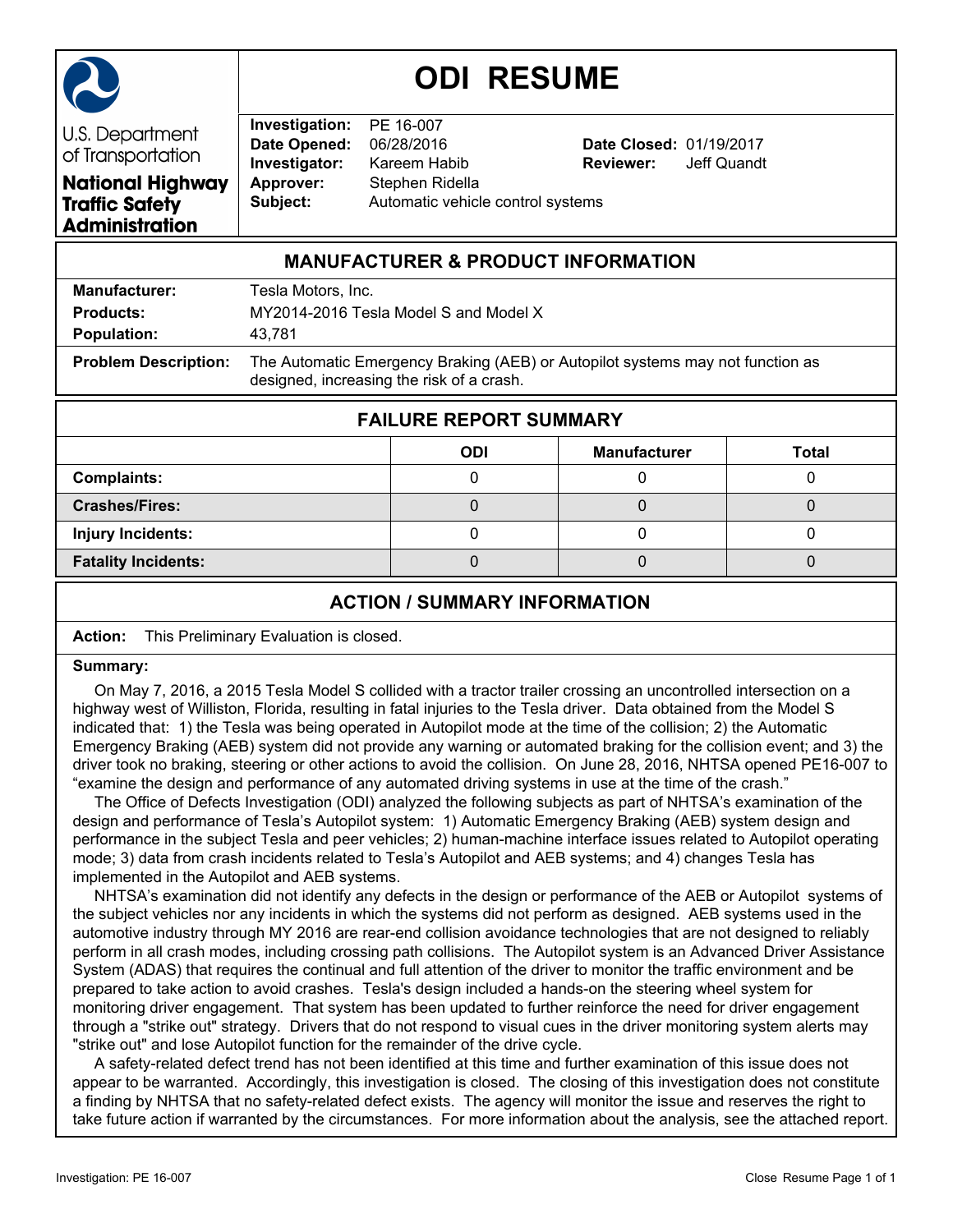U.S. Department of Transportation

**National Highway Traffic Safety Administration**

# ODI RESUME

**Investigation:** PE 16-007
**Date Opened:** 06/28/2016 **Date Closed:** 01/19/2017
**Investigator:** Kareem Habib **Reviewer:** Jeff Quandt
**Approver:** Stephen Ridella
**Subject:** Automatic vehicle control systems

## MANUFACTURER & PRODUCT INFORMATION

**Manufacturer:** Tesla Motors, Inc.
**Products:** MY2014-2016 Tesla Model S and Model X
**Population:** 43,781

**Problem Description:** The Automatic Emergency Braking (AEB) or Autopilot systems may not function as designed, increasing the risk of a crash.

## FAILURE REPORT SUMMARY

| | ODI | Manufacturer | Total |
|---|---|---|---|
| **Complaints:** | 0 | 0 | 0 |
| **Crashes/Fires:** | 0 | 0 | 0 |
| **Injury Incidents:** | 0 | 0 | 0 |
| **Fatality Incidents:** | 0 | 0 | 0 |

## ACTION / SUMMARY INFORMATION

**Action:** This Preliminary Evaluation is closed.

**Summary:**

On May 7, 2016, a 2015 Tesla Model S collided with a tractor trailer crossing an uncontrolled intersection on a highway west of Williston, Florida, resulting in fatal injuries to the Tesla driver. Data obtained from the Model S indicated that: 1) the Tesla was being operated in Autopilot mode at the time of the collision; 2) the Automatic Emergency Braking (AEB) system did not provide any warning or automated braking for the collision event; and 3) the driver took no braking, steering or other actions to avoid the collision. On June 28, 2016, NHTSA opened PE16-007 to "examine the design and performance of any automated driving systems in use at the time of the crash."

The Office of Defects Investigation (ODI) analyzed the following subjects as part of NHTSA's examination of the design and performance of Tesla's Autopilot system: 1) Automatic Emergency Braking (AEB) system design and performance in the subject Tesla and peer vehicles; 2) human-machine interface issues related to Autopilot operating mode; 3) data from crash incidents related to Tesla's Autopilot and AEB systems; and 4) changes Tesla has implemented in the Autopilot and AEB systems.

NHTSA's examination did not identify any defects in the design or performance of the AEB or Autopilot systems of the subject vehicles nor any incidents in which the systems did not perform as designed. AEB systems used in the automotive industry through MY 2016 are rear-end collision avoidance technologies that are not designed to reliably perform in all crash modes, including crossing path collisions. The Autopilot system is an Advanced Driver Assistance System (ADAS) that requires the continual and full attention of the driver to monitor the traffic environment and be prepared to take action to avoid crashes. Tesla's design included a hands-on the steering wheel system for monitoring driver engagement. That system has been updated to further reinforce the need for driver engagement through a "strike out" strategy. Drivers that do not respond to visual cues in the driver monitoring system alerts may "strike out" and lose Autopilot function for the remainder of the drive cycle.

A safety-related defect trend has not been identified at this time and further examination of this issue does not appear to be warranted. Accordingly, this investigation is closed. The closing of this investigation does not constitute a finding by NHTSA that no safety-related defect exists. The agency will monitor the issue and reserves the right to take future action if warranted by the circumstances. For more information about the analysis, see the attached report.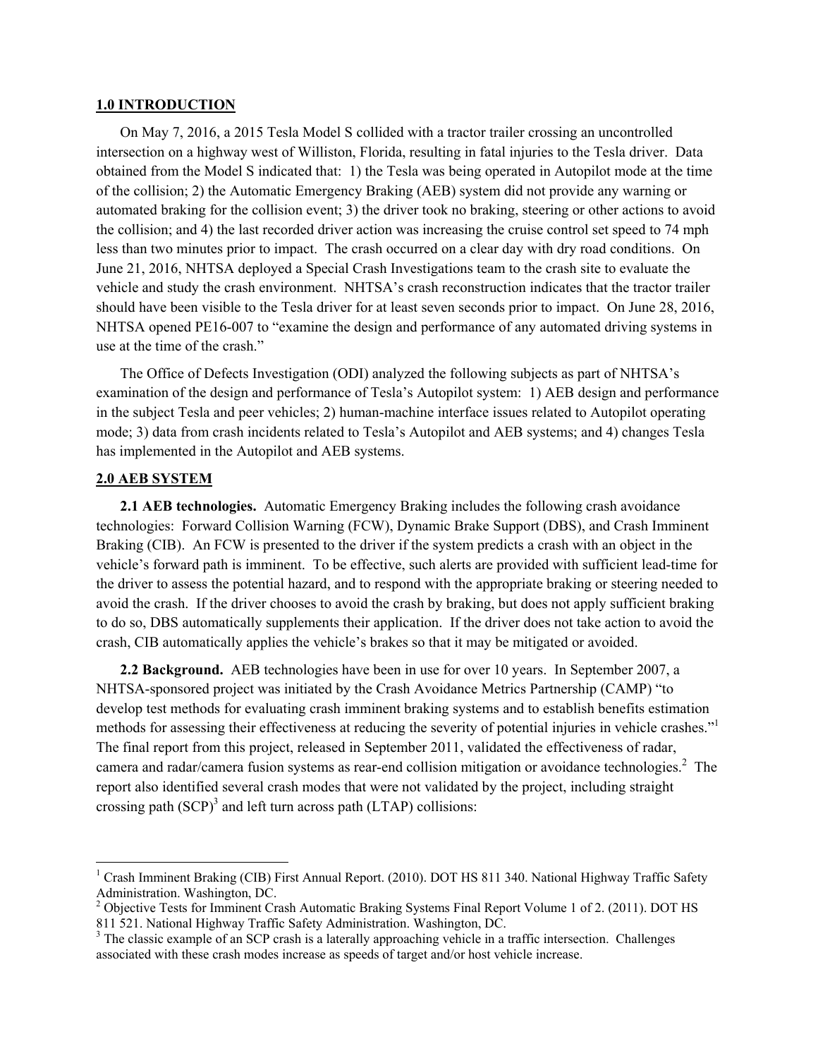## 1.0 INTRODUCTION

On May 7, 2016, a 2015 Tesla Model S collided with a tractor trailer crossing an uncontrolled intersection on a highway west of Williston, Florida, resulting in fatal injuries to the Tesla driver. Data obtained from the Model S indicated that: 1) the Tesla was being operated in Autopilot mode at the time of the collision; 2) the Automatic Emergency Braking (AEB) system did not provide any warning or automated braking for the collision event; 3) the driver took no braking, steering or other actions to avoid the collision; and 4) the last recorded driver action was increasing the cruise control set speed to 74 mph less than two minutes prior to impact. The crash occurred on a clear day with dry road conditions. On June 21, 2016, NHTSA deployed a Special Crash Investigations team to the crash site to evaluate the vehicle and study the crash environment. NHTSA's crash reconstruction indicates that the tractor trailer should have been visible to the Tesla driver for at least seven seconds prior to impact. On June 28, 2016, NHTSA opened PE16-007 to "examine the design and performance of any automated driving systems in use at the time of the crash."

The Office of Defects Investigation (ODI) analyzed the following subjects as part of NHTSA's examination of the design and performance of Tesla's Autopilot system: 1) AEB design and performance in the subject Tesla and peer vehicles; 2) human-machine interface issues related to Autopilot operating mode; 3) data from crash incidents related to Tesla's Autopilot and AEB systems; and 4) changes Tesla has implemented in the Autopilot and AEB systems.

## 2.0 AEB SYSTEM

**2.1 AEB technologies.** Automatic Emergency Braking includes the following crash avoidance technologies: Forward Collision Warning (FCW), Dynamic Brake Support (DBS), and Crash Imminent Braking (CIB). An FCW is presented to the driver if the system predicts a crash with an object in the vehicle's forward path is imminent. To be effective, such alerts are provided with sufficient lead-time for the driver to assess the potential hazard, and to respond with the appropriate braking or steering needed to avoid the crash. If the driver chooses to avoid the crash by braking, but does not apply sufficient braking to do so, DBS automatically supplements their application. If the driver does not take action to avoid the crash, CIB automatically applies the vehicle's brakes so that it may be mitigated or avoided.

**2.2 Background.** AEB technologies have been in use for over 10 years. In September 2007, a NHTSA-sponsored project was initiated by the Crash Avoidance Metrics Partnership (CAMP) "to develop test methods for evaluating crash imminent braking systems and to establish benefits estimation methods for assessing their effectiveness at reducing the severity of potential injuries in vehicle crashes."[1] The final report from this project, released in September 2011, validated the effectiveness of radar, camera and radar/camera fusion systems as rear-end collision mitigation or avoidance technologies.[2] The report also identified several crash modes that were not validated by the project, including straight crossing path (SCP)[3] and left turn across path (LTAP) collisions:

---

[1] Crash Imminent Braking (CIB) First Annual Report. (2010). DOT HS 811 340. National Highway Traffic Safety Administration. Washington, DC.

[2] Objective Tests for Imminent Crash Automatic Braking Systems Final Report Volume 1 of 2. (2011). DOT HS 811 521. National Highway Traffic Safety Administration. Washington, DC.

[3] The classic example of an SCP crash is a laterally approaching vehicle in a traffic intersection. Challenges associated with these crash modes increase as speeds of target and/or host vehicle increase.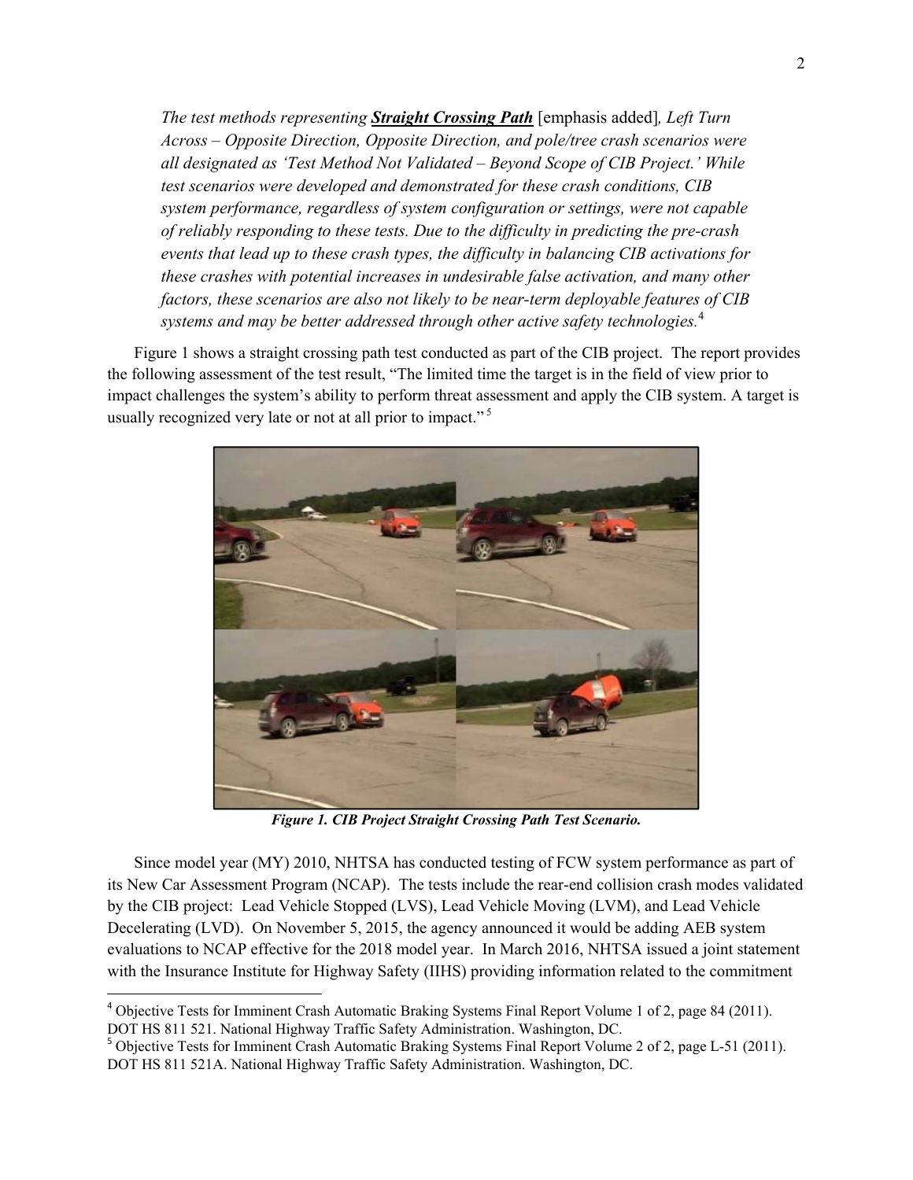*The test methods representing* ***Straight Crossing Path*** [emphasis added]*, Left Turn Across – Opposite Direction, Opposite Direction, and pole/tree crash scenarios were all designated as 'Test Method Not Validated – Beyond Scope of CIB Project.' While test scenarios were developed and demonstrated for these crash conditions, CIB system performance, regardless of system configuration or settings, were not capable of reliably responding to these tests. Due to the difficulty in predicting the pre-crash events that lead up to these crash types, the difficulty in balancing CIB activations for these crashes with potential increases in undesirable false activation, and many other factors, these scenarios are also not likely to be near-term deployable features of CIB systems and may be better addressed through other active safety technologies.*[4]

Figure 1 shows a straight crossing path test conducted as part of the CIB project. The report provides the following assessment of the test result, "The limited time the target is in the field of view prior to impact challenges the system's ability to perform threat assessment and apply the CIB system. A target is usually recognized very late or not at all prior to impact." [5]

***Figure 1. CIB Project Straight Crossing Path Test Scenario.***

Since model year (MY) 2010, NHTSA has conducted testing of FCW system performance as part of its New Car Assessment Program (NCAP). The tests include the rear-end collision crash modes validated by the CIB project: Lead Vehicle Stopped (LVS), Lead Vehicle Moving (LVM), and Lead Vehicle Decelerating (LVD). On November 5, 2015, the agency announced it would be adding AEB system evaluations to NCAP effective for the 2018 model year. In March 2016, NHTSA issued a joint statement with the Insurance Institute for Highway Safety (IIHS) providing information related to the commitment

---

[4] Objective Tests for Imminent Crash Automatic Braking Systems Final Report Volume 1 of 2, page 84 (2011). DOT HS 811 521. National Highway Traffic Safety Administration. Washington, DC.

[5] Objective Tests for Imminent Crash Automatic Braking Systems Final Report Volume 2 of 2, page L-51 (2011). DOT HS 811 521A. National Highway Traffic Safety Administration. Washington, DC.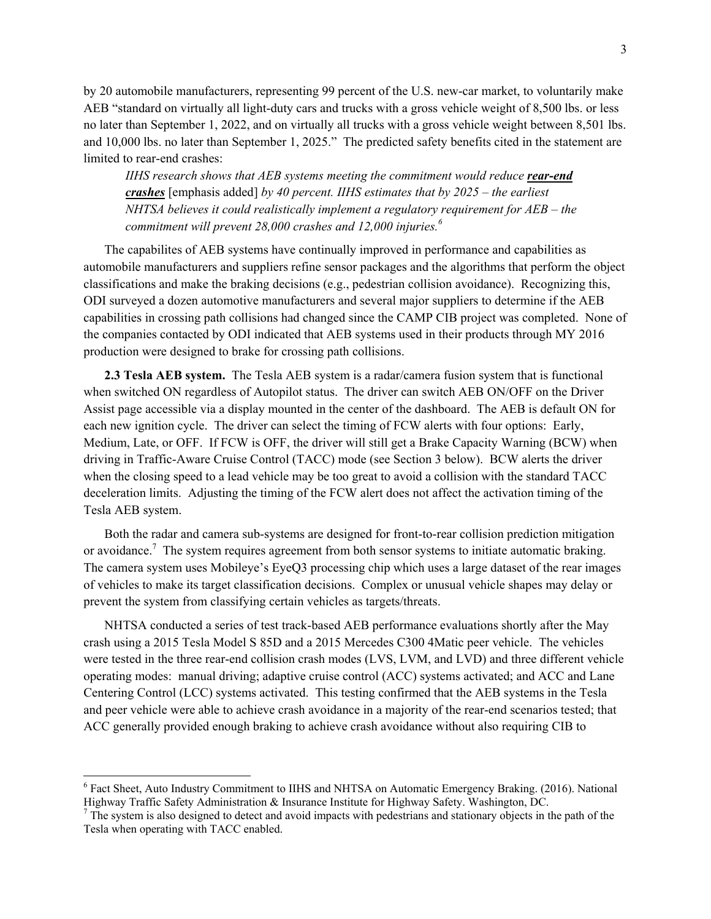by 20 automobile manufacturers, representing 99 percent of the U.S. new-car market, to voluntarily make AEB "standard on virtually all light-duty cars and trucks with a gross vehicle weight of 8,500 lbs. or less no later than September 1, 2022, and on virtually all trucks with a gross vehicle weight between 8,501 lbs. and 10,000 lbs. no later than September 1, 2025." The predicted safety benefits cited in the statement are limited to rear-end crashes:

> *IIHS research shows that AEB systems meeting the commitment would reduce* ***rear-end crashes*** [emphasis added] *by 40 percent. IIHS estimates that by 2025 – the earliest NHTSA believes it could realistically implement a regulatory requirement for AEB – the commitment will prevent 28,000 crashes and 12,000 injuries.*[6]

The capabilites of AEB systems have continually improved in performance and capabilities as automobile manufacturers and suppliers refine sensor packages and the algorithms that perform the object classifications and make the braking decisions (e.g., pedestrian collision avoidance). Recognizing this, ODI surveyed a dozen automotive manufacturers and several major suppliers to determine if the AEB capabilities in crossing path collisions had changed since the CAMP CIB project was completed. None of the companies contacted by ODI indicated that AEB systems used in their products through MY 2016 production were designed to brake for crossing path collisions.

**2.3 Tesla AEB system.** The Tesla AEB system is a radar/camera fusion system that is functional when switched ON regardless of Autopilot status. The driver can switch AEB ON/OFF on the Driver Assist page accessible via a display mounted in the center of the dashboard. The AEB is default ON for each new ignition cycle. The driver can select the timing of FCW alerts with four options: Early, Medium, Late, or OFF. If FCW is OFF, the driver will still get a Brake Capacity Warning (BCW) when driving in Traffic-Aware Cruise Control (TACC) mode (see Section 3 below). BCW alerts the driver when the closing speed to a lead vehicle may be too great to avoid a collision with the standard TACC deceleration limits. Adjusting the timing of the FCW alert does not affect the activation timing of the Tesla AEB system.

Both the radar and camera sub-systems are designed for front-to-rear collision prediction mitigation or avoidance.[7] The system requires agreement from both sensor systems to initiate automatic braking. The camera system uses Mobileye's EyeQ3 processing chip which uses a large dataset of the rear images of vehicles to make its target classification decisions. Complex or unusual vehicle shapes may delay or prevent the system from classifying certain vehicles as targets/threats.

NHTSA conducted a series of test track-based AEB performance evaluations shortly after the May crash using a 2015 Tesla Model S 85D and a 2015 Mercedes C300 4Matic peer vehicle. The vehicles were tested in the three rear-end collision crash modes (LVS, LVM, and LVD) and three different vehicle operating modes: manual driving; adaptive cruise control (ACC) systems activated; and ACC and Lane Centering Control (LCC) systems activated. This testing confirmed that the AEB systems in the Tesla and peer vehicle were able to achieve crash avoidance in a majority of the rear-end scenarios tested; that ACC generally provided enough braking to achieve crash avoidance without also requiring CIB to

---

[6] Fact Sheet, Auto Industry Commitment to IIHS and NHTSA on Automatic Emergency Braking. (2016). National Highway Traffic Safety Administration & Insurance Institute for Highway Safety. Washington, DC.

[7] The system is also designed to detect and avoid impacts with pedestrians and stationary objects in the path of the Tesla when operating with TACC enabled.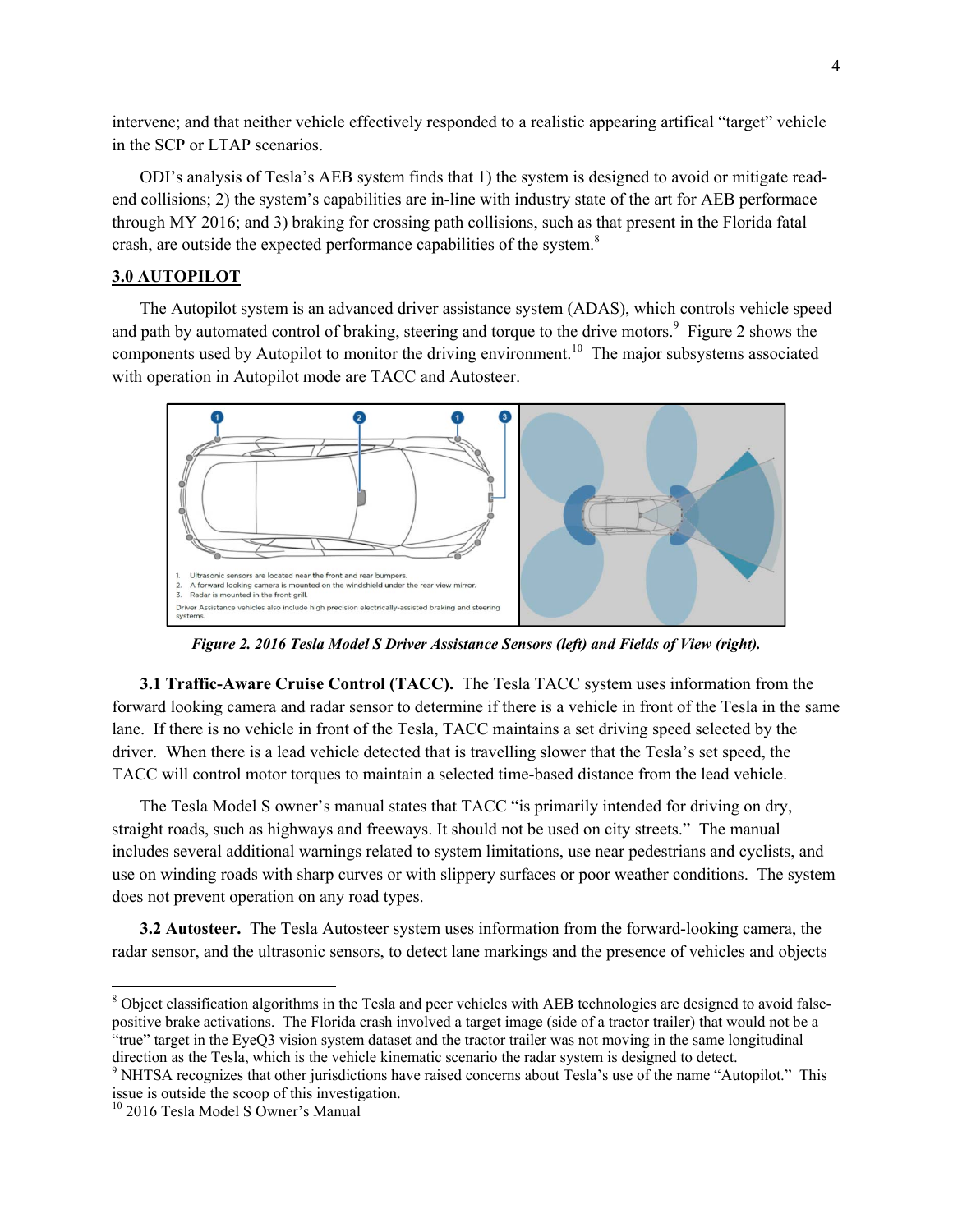intervene; and that neither vehicle effectively responded to a realistic appearing artifical "target" vehicle in the SCP or LTAP scenarios.

ODI's analysis of Tesla's AEB system finds that 1) the system is designed to avoid or mitigate read-end collisions; 2) the system's capabilities are in-line with industry state of the art for AEB performace through MY 2016; and 3) braking for crossing path collisions, such as that present in the Florida fatal crash, are outside the expected performance capabilities of the system.[8]

## 3.0 AUTOPILOT

The Autopilot system is an advanced driver assistance system (ADAS), which controls vehicle speed and path by automated control of braking, steering and torque to the drive motors.[9] Figure 2 shows the components used by Autopilot to monitor the driving environment.[10] The major subsystems associated with operation in Autopilot mode are TACC and Autosteer.

1. Ultrasonic sensors are located near the front and rear bumpers.
2. A forward looking camera is mounted on the windshield under the rear view mirror.
3. Radar is mounted in the front grill.

Driver Assistance vehicles also include high precision electrically-assisted braking and steering systems.

***Figure 2. 2016 Tesla Model S Driver Assistance Sensors (left) and Fields of View (right).***

**3.1 Traffic-Aware Cruise Control (TACC).** The Tesla TACC system uses information from the forward looking camera and radar sensor to determine if there is a vehicle in front of the Tesla in the same lane. If there is no vehicle in front of the Tesla, TACC maintains a set driving speed selected by the driver. When there is a lead vehicle detected that is travelling slower that the Tesla's set speed, the TACC will control motor torques to maintain a selected time-based distance from the lead vehicle.

The Tesla Model S owner's manual states that TACC "is primarily intended for driving on dry, straight roads, such as highways and freeways. It should not be used on city streets." The manual includes several additional warnings related to system limitations, use near pedestrians and cyclists, and use on winding roads with sharp curves or with slippery surfaces or poor weather conditions. The system does not prevent operation on any road types.

**3.2 Autosteer.** The Tesla Autosteer system uses information from the forward-looking camera, the radar sensor, and the ultrasonic sensors, to detect lane markings and the presence of vehicles and objects

---

[8] Object classification algorithms in the Tesla and peer vehicles with AEB technologies are designed to avoid false-positive brake activations. The Florida crash involved a target image (side of a tractor trailer) that would not be a "true" target in the EyeQ3 vision system dataset and the tractor trailer was not moving in the same longitudinal direction as the Tesla, which is the vehicle kinematic scenario the radar system is designed to detect.

[9] NHTSA recognizes that other jurisdictions have raised concerns about Tesla's use of the name "Autopilot." This issue is outside the scoop of this investigation.

[10] 2016 Tesla Model S Owner's Manual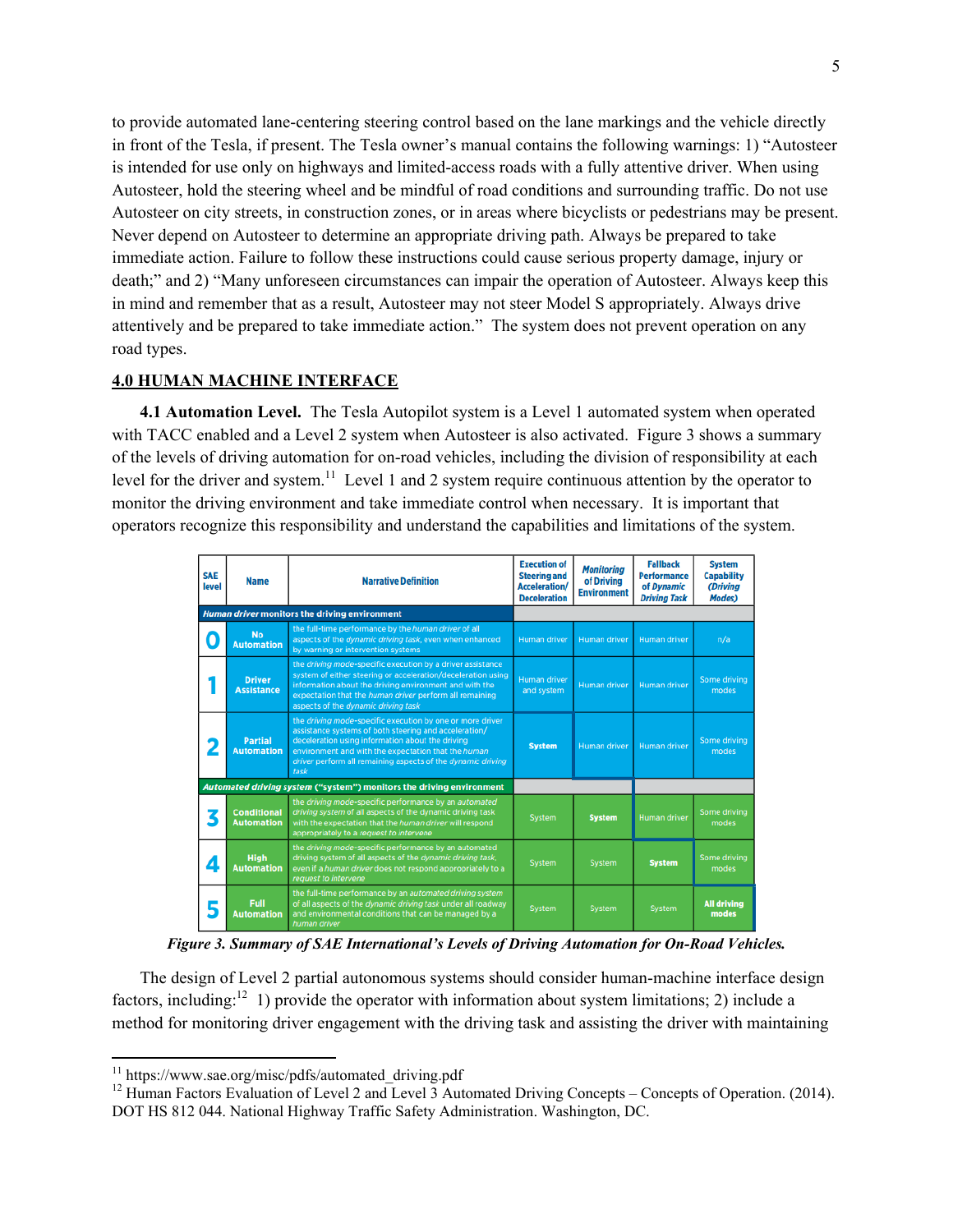to provide automated lane-centering steering control based on the lane markings and the vehicle directly in front of the Tesla, if present. The Tesla owner's manual contains the following warnings: 1) "Autosteer is intended for use only on highways and limited-access roads with a fully attentive driver. When using Autosteer, hold the steering wheel and be mindful of road conditions and surrounding traffic. Do not use Autosteer on city streets, in construction zones, or in areas where bicyclists or pedestrians may be present. Never depend on Autosteer to determine an appropriate driving path. Always be prepared to take immediate action. Failure to follow these instructions could cause serious property damage, injury or death;" and 2) "Many unforeseen circumstances can impair the operation of Autosteer. Always keep this in mind and remember that as a result, Autosteer may not steer Model S appropriately. Always drive attentively and be prepared to take immediate action." The system does not prevent operation on any road types.

## 4.0 HUMAN MACHINE INTERFACE

**4.1 Automation Level.** The Tesla Autopilot system is a Level 1 automated system when operated with TACC enabled and a Level 2 system when Autosteer is also activated. Figure 3 shows a summary of the levels of driving automation for on-road vehicles, including the division of responsibility at each level for the driver and system.[11] Level 1 and 2 system require continuous attention by the operator to monitor the driving environment and take immediate control when necessary. It is important that operators recognize this responsibility and understand the capabilities and limitations of the system.

| SAE level | Name | Narrative Definition | Execution of Steering and Acceleration/ Deceleration | *Monitoring* of Driving Environment | Fallback Performance of *Dynamic Driving Task* | System Capability *(Driving Modes)* |
|---|---|---|---|---|---|---|
| ***Human driver* monitors the driving environment** | | | | | | |
| 0 | No Automation | the full-time performance by the *human driver* of all aspects of the *dynamic driving task*, even when enhanced by warning or intervention systems | Human driver | Human driver | Human driver | n/a |
| 1 | Driver Assistance | the *driving mode*-specific execution by a driver assistance system of either steering or acceleration/deceleration using information about the driving environment and with the expectation that the *human driver* perform all remaining aspects of the *dynamic driving task* | Human driver and system | Human driver | Human driver | Some driving modes |
| 2 | Partial Automation | the *driving mode*-specific execution by one or more driver assistance systems of both steering and acceleration/ deceleration using information about the driving environment and with the expectation that the *human driver* perform all remaining aspects of the *dynamic driving task* | **System** | Human driver | Human driver | Some driving modes |
| ***Automated driving system* ("system") monitors the driving environment** | | | | | | |
| 3 | Conditional Automation | the *driving mode*-specific performance by an *automated driving system* of all aspects of the dynamic driving task with the expectation that the *human driver* will respond appropriately to a *request to intervene* | System | **System** | Human driver | Some driving modes |
| 4 | High Automation | the *driving mode*-specific performance by an automated driving system of all aspects of the *dynamic driving task*, even if a *human driver* does not respond appropriately to a *request to intervene* | System | System | **System** | Some driving modes |
| 5 | Full Automation | the full-time performance by an *automated driving system* of all aspects of the *dynamic driving task* under all roadway and environmental conditions that can be managed by a *human driver* | System | System | System | **All driving modes** |

***Figure 3. Summary of SAE International's Levels of Driving Automation for On-Road Vehicles.***

The design of Level 2 partial autonomous systems should consider human-machine interface design factors, including:[12] 1) provide the operator with information about system limitations; 2) include a method for monitoring driver engagement with the driving task and assisting the driver with maintaining

---

[11] https://www.sae.org/misc/pdfs/automated_driving.pdf

[12] Human Factors Evaluation of Level 2 and Level 3 Automated Driving Concepts – Concepts of Operation. (2014). DOT HS 812 044. National Highway Traffic Safety Administration. Washington, DC.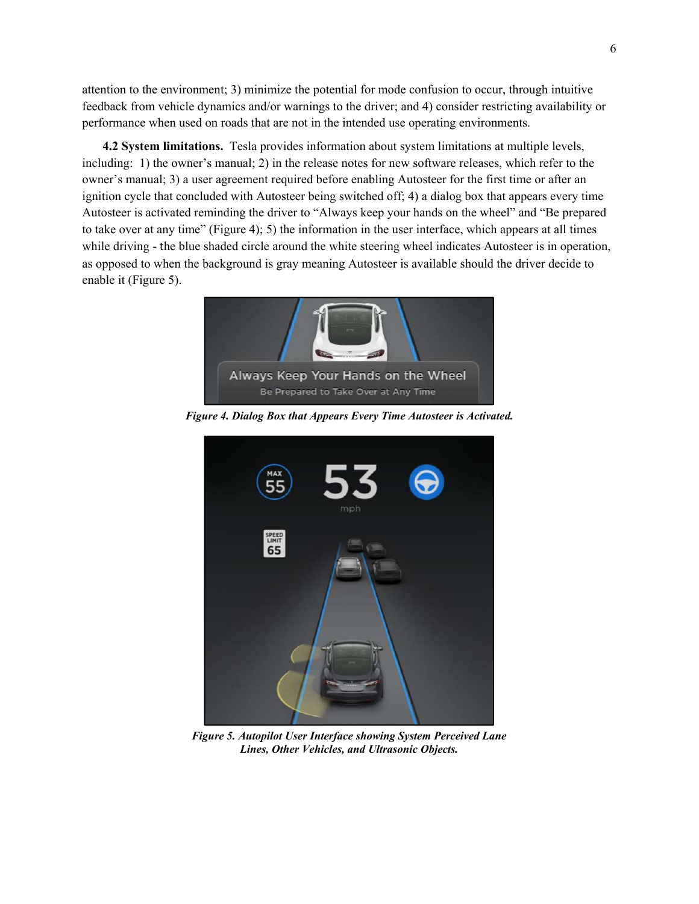attention to the environment; 3) minimize the potential for mode confusion to occur, through intuitive feedback from vehicle dynamics and/or warnings to the driver; and 4) consider restricting availability or performance when used on roads that are not in the intended use operating environments.

**4.2 System limitations.** Tesla provides information about system limitations at multiple levels, including: 1) the owner's manual; 2) in the release notes for new software releases, which refer to the owner's manual; 3) a user agreement required before enabling Autosteer for the first time or after an ignition cycle that concluded with Autosteer being switched off; 4) a dialog box that appears every time Autosteer is activated reminding the driver to "Always keep your hands on the wheel" and "Be prepared to take over at any time" (Figure 4); 5) the information in the user interface, which appears at all times while driving - the blue shaded circle around the white steering wheel indicates Autosteer is in operation, as opposed to when the background is gray meaning Autosteer is available should the driver decide to enable it (Figure 5).

***Figure 4. Dialog Box that Appears Every Time Autosteer is Activated.***

***Figure 5. Autopilot User Interface showing System Perceived Lane Lines, Other Vehicles, and Ultrasonic Objects.***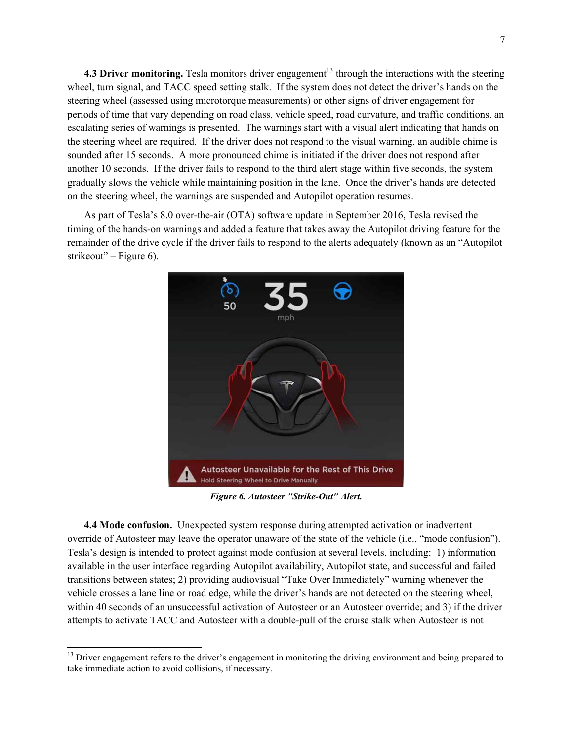**4.3 Driver monitoring.** Tesla monitors driver engagement[13] through the interactions with the steering wheel, turn signal, and TACC speed setting stalk. If the system does not detect the driver's hands on the steering wheel (assessed using microtorque measurements) or other signs of driver engagement for periods of time that vary depending on road class, vehicle speed, road curvature, and traffic conditions, an escalating series of warnings is presented. The warnings start with a visual alert indicating that hands on the steering wheel are required. If the driver does not respond to the visual warning, an audible chime is sounded after 15 seconds. A more pronounced chime is initiated if the driver does not respond after another 10 seconds. If the driver fails to respond to the third alert stage within five seconds, the system gradually slows the vehicle while maintaining position in the lane. Once the driver's hands are detected on the steering wheel, the warnings are suspended and Autopilot operation resumes.

As part of Tesla's 8.0 over-the-air (OTA) software update in September 2016, Tesla revised the timing of the hands-on warnings and added a feature that takes away the Autopilot driving feature for the remainder of the drive cycle if the driver fails to respond to the alerts adequately (known as an "Autopilot strikeout" – Figure 6).

***Figure 6. Autosteer "Strike-Out" Alert.***

**4.4 Mode confusion.** Unexpected system response during attempted activation or inadvertent override of Autosteer may leave the operator unaware of the state of the vehicle (i.e., "mode confusion"). Tesla's design is intended to protect against mode confusion at several levels, including: 1) information available in the user interface regarding Autopilot availability, Autopilot state, and successful and failed transitions between states; 2) providing audiovisual "Take Over Immediately" warning whenever the vehicle crosses a lane line or road edge, while the driver's hands are not detected on the steering wheel, within 40 seconds of an unsuccessful activation of Autosteer or an Autosteer override; and 3) if the driver attempts to activate TACC and Autosteer with a double-pull of the cruise stalk when Autosteer is not

[13] Driver engagement refers to the driver's engagement in monitoring the driving environment and being prepared to take immediate action to avoid collisions, if necessary.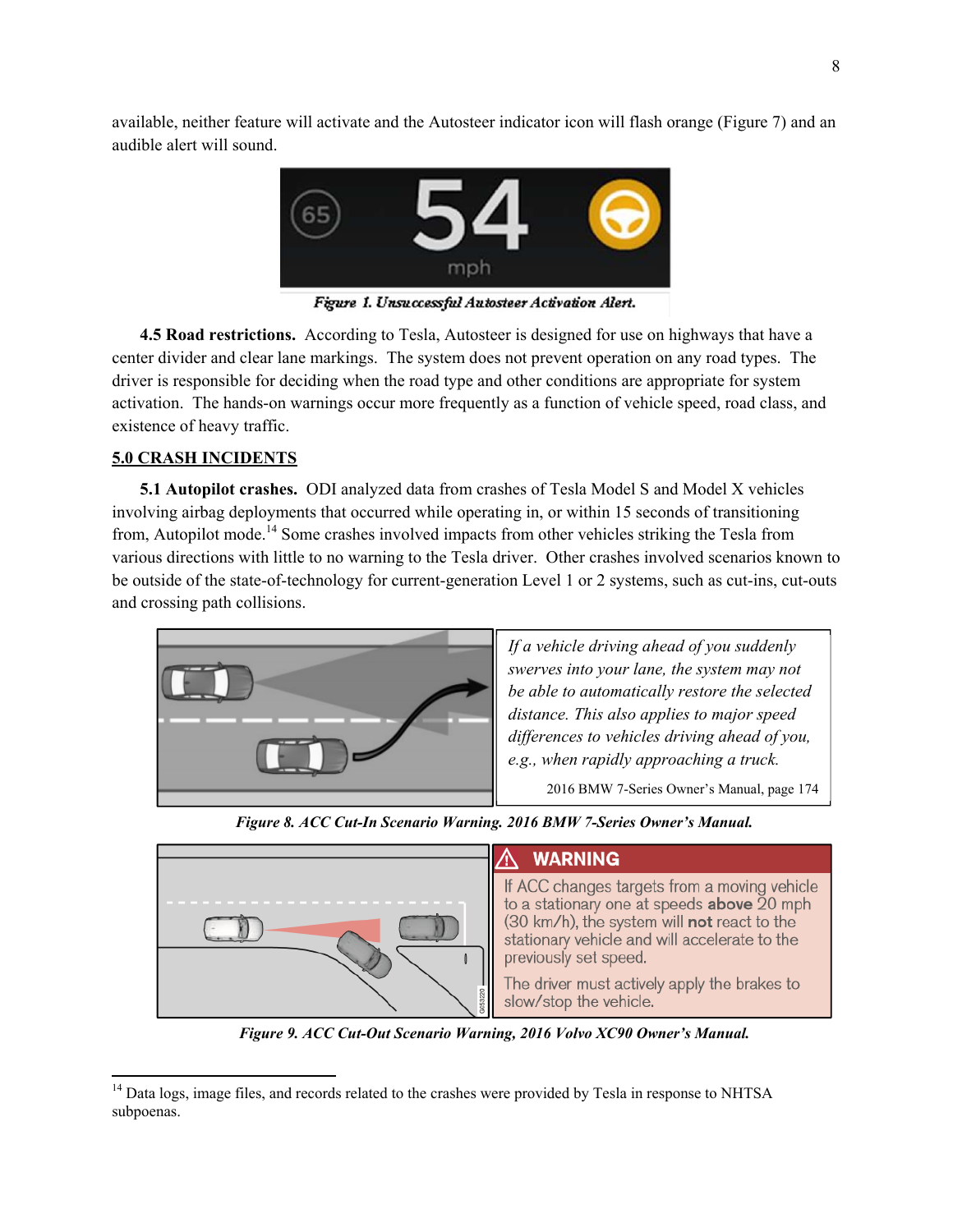available, neither feature will activate and the Autosteer indicator icon will flash orange (Figure 7) and an audible alert will sound.

*Figure 1. Unsuccessful Autosteer Activation Alert.*

**4.5 Road restrictions.** According to Tesla, Autosteer is designed for use on highways that have a center divider and clear lane markings. The system does not prevent operation on any road types. The driver is responsible for deciding when the road type and other conditions are appropriate for system activation. The hands-on warnings occur more frequently as a function of vehicle speed, road class, and existence of heavy traffic.

## 5.0 CRASH INCIDENTS

**5.1 Autopilot crashes.** ODI analyzed data from crashes of Tesla Model S and Model X vehicles involving airbag deployments that occurred while operating in, or within 15 seconds of transitioning from, Autopilot mode.[14] Some crashes involved impacts from other vehicles striking the Tesla from various directions with little to no warning to the Tesla driver. Other crashes involved scenarios known to be outside of the state-of-technology for current-generation Level 1 or 2 systems, such as cut-ins, cut-outs and crossing path collisions.

*If a vehicle driving ahead of you suddenly swerves into your lane, the system may not be able to automatically restore the selected distance. This also applies to major speed differences to vehicles driving ahead of you, e.g., when rapidly approaching a truck.*

2016 BMW 7-Series Owner's Manual, page 174

***Figure 8. ACC Cut-In Scenario Warning. 2016 BMW 7-Series Owner's Manual.***

⚠ WARNING

If ACC changes targets from a moving vehicle to a stationary one at speeds **above** 20 mph (30 km/h), the system will **not** react to the stationary vehicle and will accelerate to the previously set speed.

The driver must actively apply the brakes to slow/stop the vehicle.

***Figure 9. ACC Cut-Out Scenario Warning, 2016 Volvo XC90 Owner's Manual.***

---

[14] Data logs, image files, and records related to the crashes were provided by Tesla in response to NHTSA subpoenas.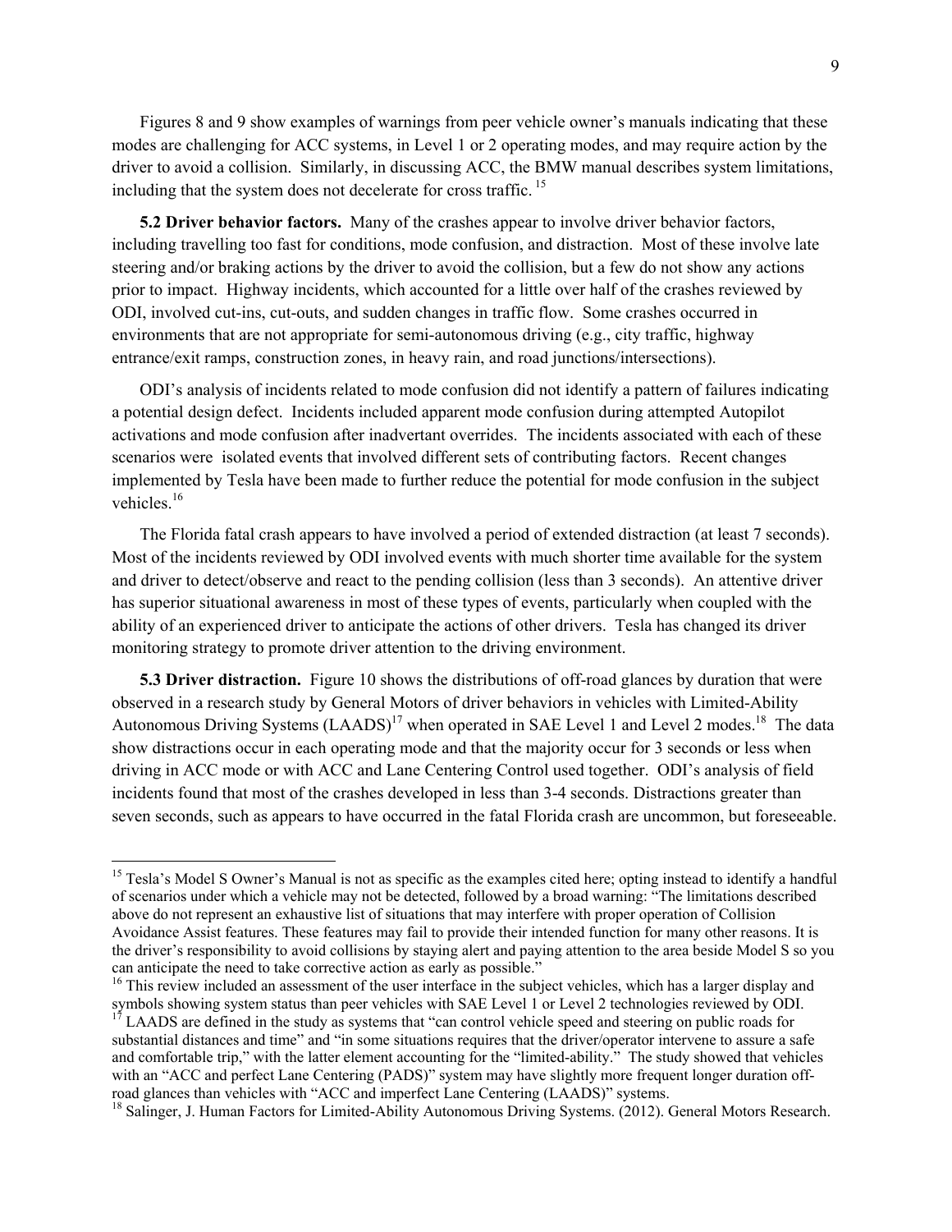Figures 8 and 9 show examples of warnings from peer vehicle owner's manuals indicating that these modes are challenging for ACC systems, in Level 1 or 2 operating modes, and may require action by the driver to avoid a collision. Similarly, in discussing ACC, the BMW manual describes system limitations, including that the system does not decelerate for cross traffic. [15]

**5.2 Driver behavior factors.** Many of the crashes appear to involve driver behavior factors, including travelling too fast for conditions, mode confusion, and distraction. Most of these involve late steering and/or braking actions by the driver to avoid the collision, but a few do not show any actions prior to impact. Highway incidents, which accounted for a little over half of the crashes reviewed by ODI, involved cut-ins, cut-outs, and sudden changes in traffic flow. Some crashes occurred in environments that are not appropriate for semi-autonomous driving (e.g., city traffic, highway entrance/exit ramps, construction zones, in heavy rain, and road junctions/intersections).

ODI's analysis of incidents related to mode confusion did not identify a pattern of failures indicating a potential design defect. Incidents included apparent mode confusion during attempted Autopilot activations and mode confusion after inadvertant overrides. The incidents associated with each of these scenarios were isolated events that involved different sets of contributing factors. Recent changes implemented by Tesla have been made to further reduce the potential for mode confusion in the subject vehicles.[16]

The Florida fatal crash appears to have involved a period of extended distraction (at least 7 seconds). Most of the incidents reviewed by ODI involved events with much shorter time available for the system and driver to detect/observe and react to the pending collision (less than 3 seconds). An attentive driver has superior situational awareness in most of these types of events, particularly when coupled with the ability of an experienced driver to anticipate the actions of other drivers. Tesla has changed its driver monitoring strategy to promote driver attention to the driving environment.

**5.3 Driver distraction.** Figure 10 shows the distributions of off-road glances by duration that were observed in a research study by General Motors of driver behaviors in vehicles with Limited-Ability Autonomous Driving Systems (LAADS)[17] when operated in SAE Level 1 and Level 2 modes.[18] The data show distractions occur in each operating mode and that the majority occur for 3 seconds or less when driving in ACC mode or with ACC and Lane Centering Control used together. ODI's analysis of field incidents found that most of the crashes developed in less than 3-4 seconds. Distractions greater than seven seconds, such as appears to have occurred in the fatal Florida crash are uncommon, but foreseeable.

---

[15] Tesla's Model S Owner's Manual is not as specific as the examples cited here; opting instead to identify a handful of scenarios under which a vehicle may not be detected, followed by a broad warning: "The limitations described above do not represent an exhaustive list of situations that may interfere with proper operation of Collision Avoidance Assist features. These features may fail to provide their intended function for many other reasons. It is the driver's responsibility to avoid collisions by staying alert and paying attention to the area beside Model S so you can anticipate the need to take corrective action as early as possible."

[16] This review included an assessment of the user interface in the subject vehicles, which has a larger display and symbols showing system status than peer vehicles with SAE Level 1 or Level 2 technologies reviewed by ODI.

[17] LAADS are defined in the study as systems that "can control vehicle speed and steering on public roads for substantial distances and time" and "in some situations requires that the driver/operator intervene to assure a safe and comfortable trip," with the latter element accounting for the "limited-ability." The study showed that vehicles with an "ACC and perfect Lane Centering (PADS)" system may have slightly more frequent longer duration off-road glances than vehicles with "ACC and imperfect Lane Centering (LAADS)" systems.

[18] Salinger, J. Human Factors for Limited-Ability Autonomous Driving Systems. (2012). General Motors Research.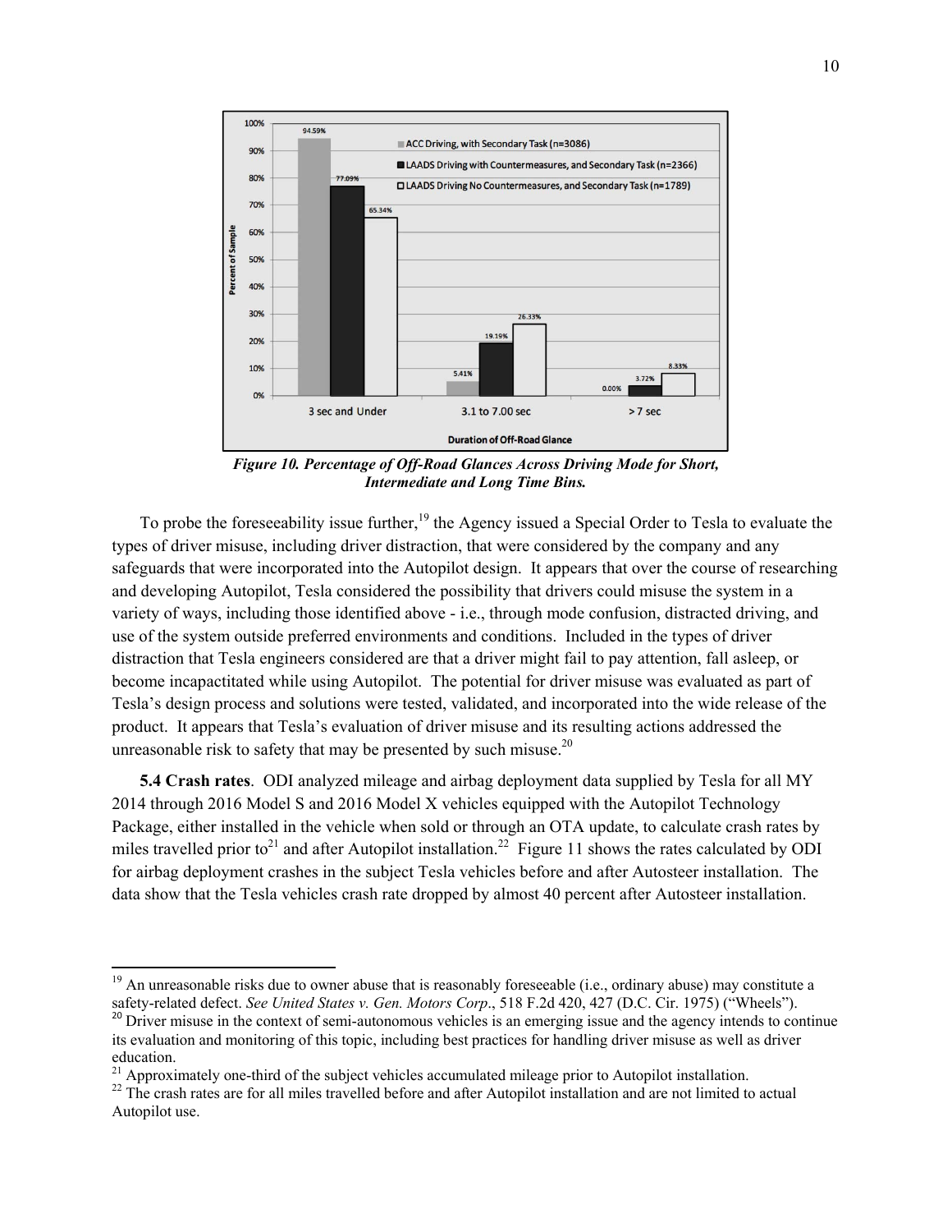*Figure 10. Percentage of Off-Road Glances Across Driving Mode for Short, Intermediate and Long Time Bins.*

To probe the foreseeability issue further,[19] the Agency issued a Special Order to Tesla to evaluate the types of driver misuse, including driver distraction, that were considered by the company and any safeguards that were incorporated into the Autopilot design. It appears that over the course of researching and developing Autopilot, Tesla considered the possibility that drivers could misuse the system in a variety of ways, including those identified above - i.e., through mode confusion, distracted driving, and use of the system outside preferred environments and conditions. Included in the types of driver distraction that Tesla engineers considered are that a driver might fail to pay attention, fall asleep, or become incapactitated while using Autopilot. The potential for driver misuse was evaluated as part of Tesla's design process and solutions were tested, validated, and incorporated into the wide release of the product. It appears that Tesla's evaluation of driver misuse and its resulting actions addressed the unreasonable risk to safety that may be presented by such misuse.[20]

**5.4 Crash rates**. ODI analyzed mileage and airbag deployment data supplied by Tesla for all MY 2014 through 2016 Model S and 2016 Model X vehicles equipped with the Autopilot Technology Package, either installed in the vehicle when sold or through an OTA update, to calculate crash rates by miles travelled prior to[21] and after Autopilot installation.[22] Figure 11 shows the rates calculated by ODI for airbag deployment crashes in the subject Tesla vehicles before and after Autosteer installation. The data show that the Tesla vehicles crash rate dropped by almost 40 percent after Autosteer installation.

---

[19] An unreasonable risks due to owner abuse that is reasonably foreseeable (i.e., ordinary abuse) may constitute a safety-related defect. *See United States v. Gen. Motors Corp*., 518 F.2d 420, 427 (D.C. Cir. 1975) ("Wheels").

[20] Driver misuse in the context of semi-autonomous vehicles is an emerging issue and the agency intends to continue its evaluation and monitoring of this topic, including best practices for handling driver misuse as well as driver education.

[21] Approximately one-third of the subject vehicles accumulated mileage prior to Autopilot installation.

[22] The crash rates are for all miles travelled before and after Autopilot installation and are not limited to actual Autopilot use.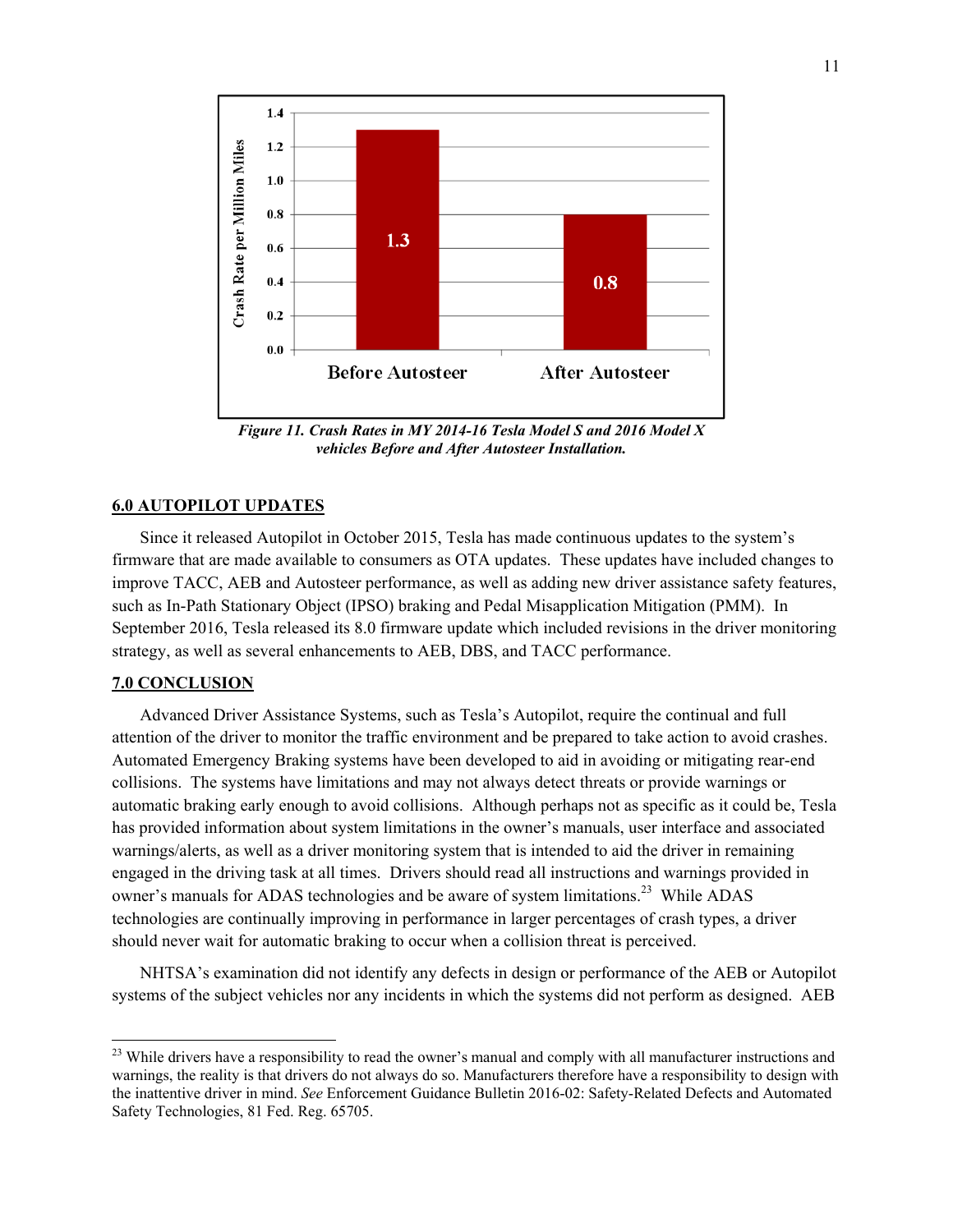*Figure 11. Crash Rates in MY 2014-16 Tesla Model S and 2016 Model X vehicles Before and After Autosteer Installation.*

## 6.0 AUTOPILOT UPDATES

Since it released Autopilot in October 2015, Tesla has made continuous updates to the system's firmware that are made available to consumers as OTA updates. These updates have included changes to improve TACC, AEB and Autosteer performance, as well as adding new driver assistance safety features, such as In-Path Stationary Object (IPSO) braking and Pedal Misapplication Mitigation (PMM). In September 2016, Tesla released its 8.0 firmware update which included revisions in the driver monitoring strategy, as well as several enhancements to AEB, DBS, and TACC performance.

## 7.0 CONCLUSION

Advanced Driver Assistance Systems, such as Tesla's Autopilot, require the continual and full attention of the driver to monitor the traffic environment and be prepared to take action to avoid crashes. Automated Emergency Braking systems have been developed to aid in avoiding or mitigating rear-end collisions. The systems have limitations and may not always detect threats or provide warnings or automatic braking early enough to avoid collisions. Although perhaps not as specific as it could be, Tesla has provided information about system limitations in the owner's manuals, user interface and associated warnings/alerts, as well as a driver monitoring system that is intended to aid the driver in remaining engaged in the driving task at all times. Drivers should read all instructions and warnings provided in owner's manuals for ADAS technologies and be aware of system limitations.[23] While ADAS technologies are continually improving in performance in larger percentages of crash types, a driver should never wait for automatic braking to occur when a collision threat is perceived.

NHTSA's examination did not identify any defects in design or performance of the AEB or Autopilot systems of the subject vehicles nor any incidents in which the systems did not perform as designed. AEB

[23] While drivers have a responsibility to read the owner's manual and comply with all manufacturer instructions and warnings, the reality is that drivers do not always do so. Manufacturers therefore have a responsibility to design with the inattentive driver in mind. *See* Enforcement Guidance Bulletin 2016-02: Safety-Related Defects and Automated Safety Technologies, 81 Fed. Reg. 65705.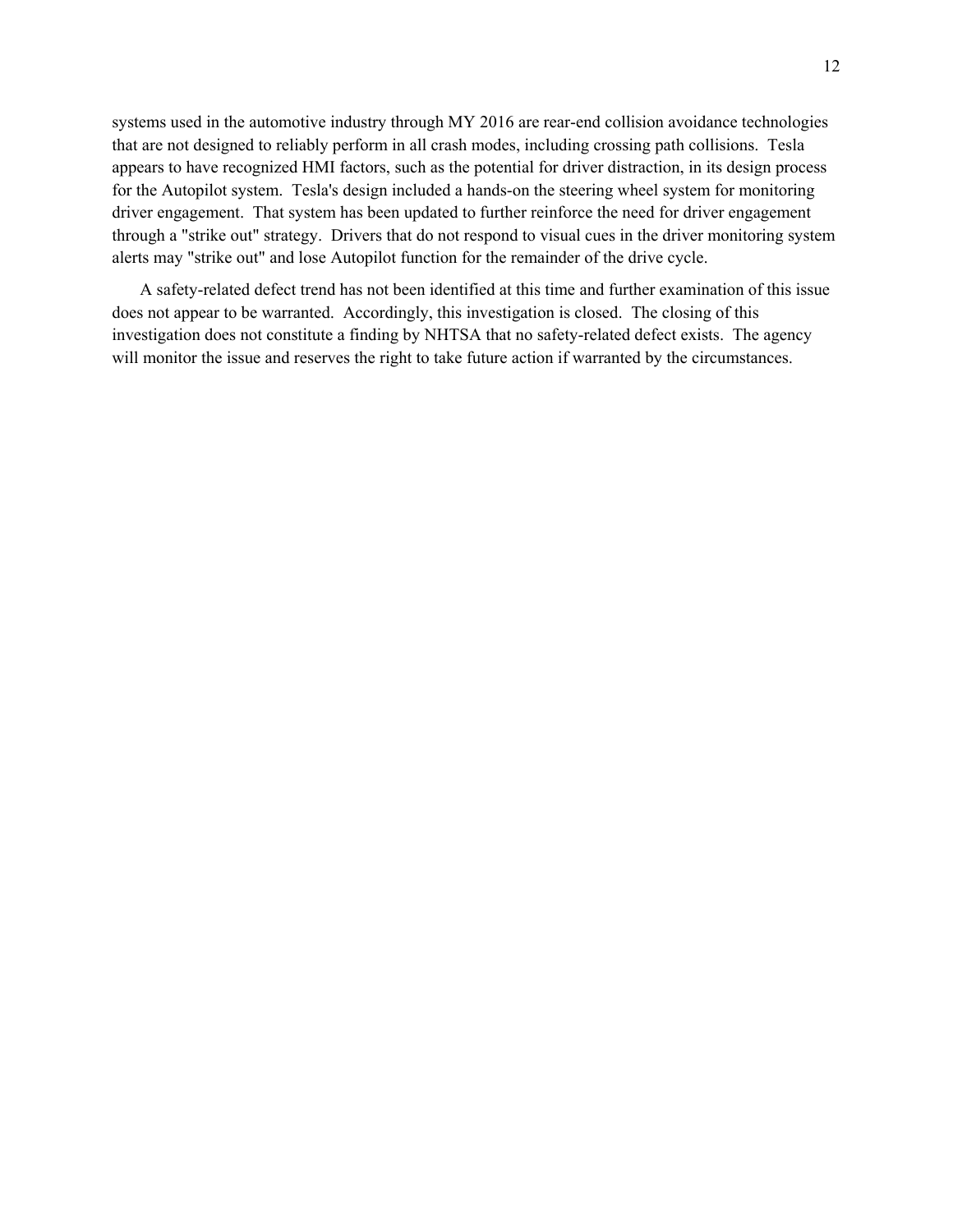systems used in the automotive industry through MY 2016 are rear-end collision avoidance technologies that are not designed to reliably perform in all crash modes, including crossing path collisions. Tesla appears to have recognized HMI factors, such as the potential for driver distraction, in its design process for the Autopilot system. Tesla's design included a hands-on the steering wheel system for monitoring driver engagement. That system has been updated to further reinforce the need for driver engagement through a "strike out" strategy. Drivers that do not respond to visual cues in the driver monitoring system alerts may "strike out" and lose Autopilot function for the remainder of the drive cycle.

A safety-related defect trend has not been identified at this time and further examination of this issue does not appear to be warranted. Accordingly, this investigation is closed. The closing of this investigation does not constitute a finding by NHTSA that no safety-related defect exists. The agency will monitor the issue and reserves the right to take future action if warranted by the circumstances.